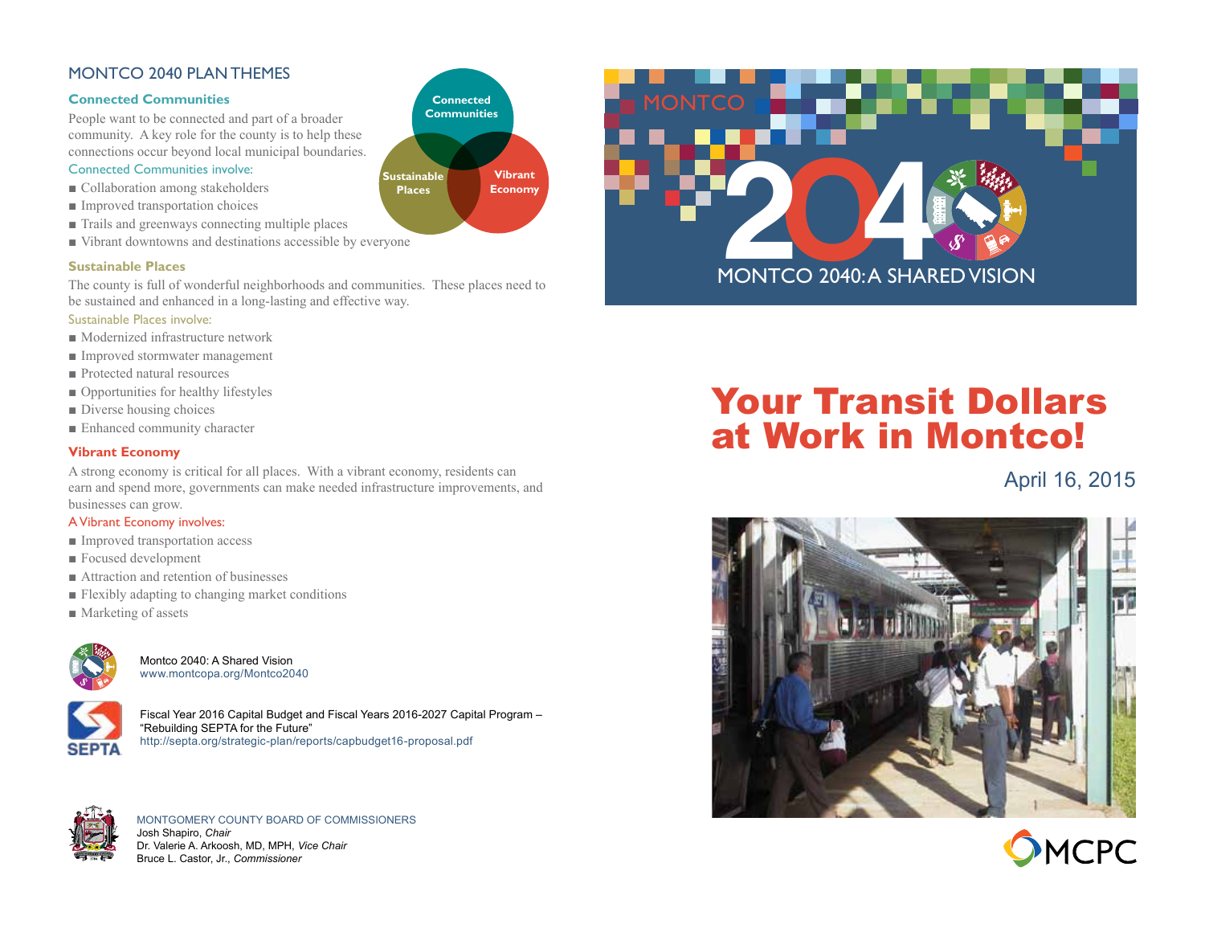## MONTCO 2040 PLAN THEMES

### Connected Communities

People want to be connected and part of a broader community. A key role for the county is to help these connections occur beyond local municipal boundaries.

Connected Communities involve:

- Collaboration among stakeholders
- Improved transportation choices
- Trails and greenways connecting multiple places
- Vibrant downtowns and destinations accessible by everyone

### Sustainable Places

The county is full of wonderful neighborhoods and communities. These places need to be sustained and enhanced in a long-lasting and effective way.

Sustainable Places involve:

- Modernized infrastructure network
- Improved stormwater management
- Protected natural resources
- Opportunities for healthy lifestyles
- Diverse housing choices
- Enhanced community character

### Vibrant Economy

A strong economy is critical for all places. With a vibrant economy, residents can earn and spend more, governments can make needed infrastructure improvements, and businesses can grow.

A Vibrant Economy involves:

- Improved transportation access
- Focused development
- Attraction and retention of businesses
- Flexibly adapting to changing market conditions
- Marketing of assets

Montco 2040: A Shared Vision
www.montcopa.org/Montco2040

Fiscal Year 2016 Capital Budget and Fiscal Years 2016-2027 Capital Program – "Rebuilding SEPTA for the Future"
http://septa.org/strategic-plan/reports/capbudget16-proposal.pdf

MONTGOMERY COUNTY BOARD OF COMMISSIONERS
Josh Shapiro, *Chair*
Dr. Valerie A. Arkoosh, MD, MPH, *Vice Chair*
Bruce L. Castor, Jr., *Commissioner*

MONTCO 2040: A SHARED VISION

# Your Transit Dollars at Work in Montco!

April 16, 2015

MCPC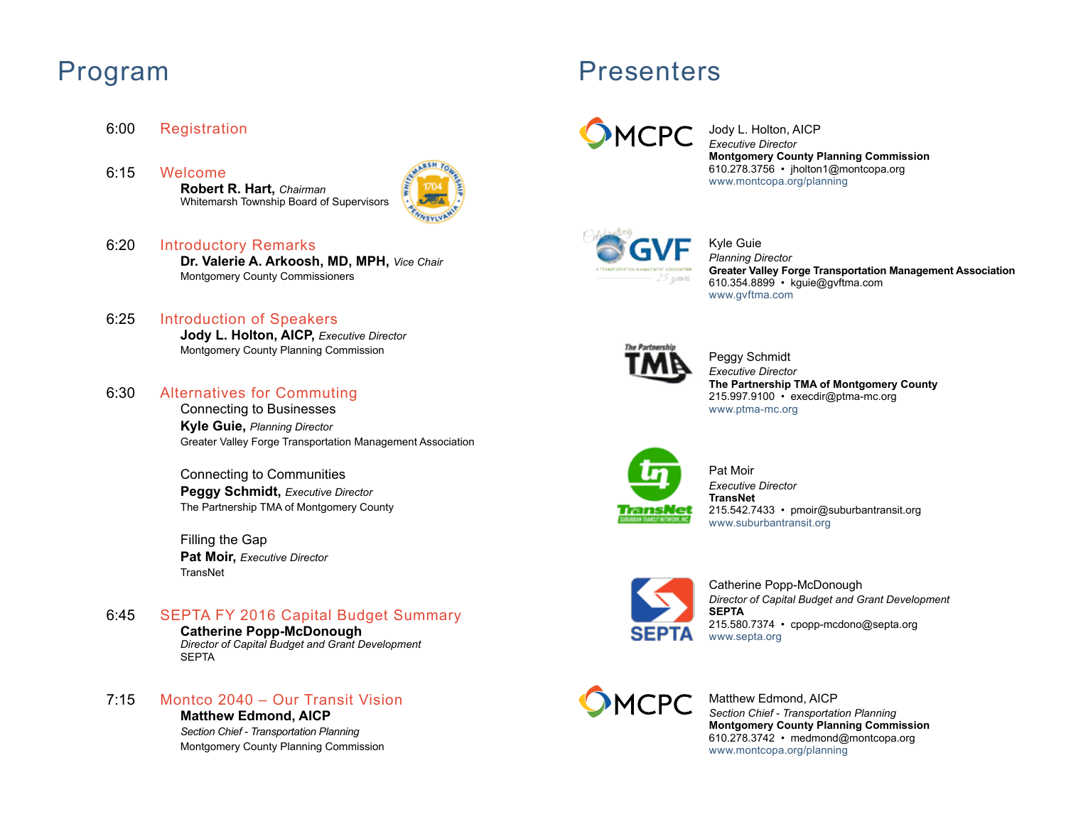# Program

6:00 Registration

6:15 Welcome
**Robert R. Hart,** *Chairman*
Whitemarsh Township Board of Supervisors

6:20 Introductory Remarks
**Dr. Valerie A. Arkoosh, MD, MPH,** *Vice Chair*
Montgomery County Commissioners

6:25 Introduction of Speakers
**Jody L. Holton, AICP,** *Executive Director*
Montgomery County Planning Commission

6:30 Alternatives for Commuting

Connecting to Businesses
**Kyle Guie,** *Planning Director*
Greater Valley Forge Transportation Management Association

Connecting to Communities
**Peggy Schmidt,** *Executive Director*
The Partnership TMA of Montgomery County

Filling the Gap
**Pat Moir,** *Executive Director*
TransNet

6:45 SEPTA FY 2016 Capital Budget Summary
**Catherine Popp-McDonough**
*Director of Capital Budget and Grant Development*
SEPTA

7:15 Montco 2040 – Our Transit Vision
**Matthew Edmond, AICP**
*Section Chief - Transportation Planning*
Montgomery County Planning Commission

# Presenters

Jody L. Holton, AICP
*Executive Director*
**Montgomery County Planning Commission**
610.278.3756 • jholton1@montcopa.org
www.montcopa.org/planning

Kyle Guie
*Planning Director*
**Greater Valley Forge Transportation Management Association**
610.354.8899 • kguie@gvftma.com
www.gvftma.com

Peggy Schmidt
*Executive Director*
**The Partnership TMA of Montgomery County**
215.997.9100 • execdir@ptma-mc.org
www.ptma-mc.org

Pat Moir
*Executive Director*
**TransNet**
215.542.7433 • pmoir@suburbantransit.org
www.suburbantransit.org

Catherine Popp-McDonough
*Director of Capital Budget and Grant Development*
**SEPTA**
215.580.7374 • cpopp-mcdono@septa.org
www.septa.org

Matthew Edmond, AICP
*Section Chief - Transportation Planning*
**Montgomery County Planning Commission**
610.278.3742 • medmond@montcopa.org
www.montcopa.org/planning